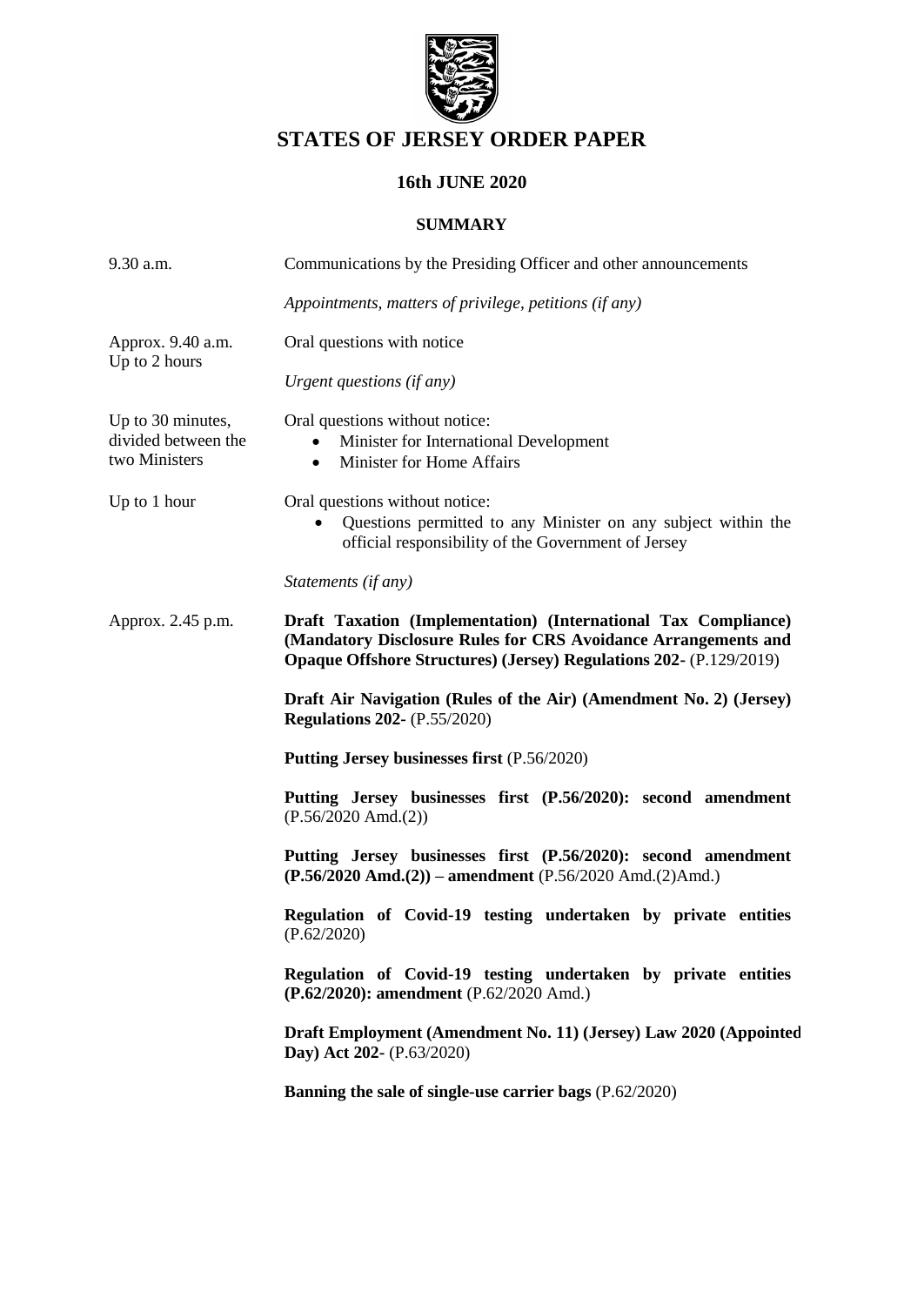# STATES OF JERSEY ORDER PAPER

## 16th JUNE 2020

### SUMMARY

| | |
|---|---|
| 9.30 a.m. | Communications by the Presiding Officer and other announcements<br><br>*Appointments, matters of privilege, petitions (if any)* |
| Approx. 9.40 a.m.<br>Up to 2 hours | Oral questions with notice<br><br>*Urgent questions (if any)* |
| Up to 30 minutes, divided between the two Ministers | Oral questions without notice:<br>• Minister for International Development<br>• Minister for Home Affairs |
| Up to 1 hour | Oral questions without notice:<br>• Questions permitted to any Minister on any subject within the official responsibility of the Government of Jersey<br><br>*Statements (if any)* |
| Approx. 2.45 p.m. | **Draft Taxation (Implementation) (International Tax Compliance) (Mandatory Disclosure Rules for CRS Avoidance Arrangements and Opaque Offshore Structures) (Jersey) Regulations 202-** (P.129/2019)<br><br>**Draft Air Navigation (Rules of the Air) (Amendment No. 2) (Jersey) Regulations 202-** (P.55/2020)<br><br>**Putting Jersey businesses first** (P.56/2020)<br><br>**Putting Jersey businesses first (P.56/2020): second amendment** (P.56/2020 Amd.(2))<br><br>**Putting Jersey businesses first (P.56/2020): second amendment (P.56/2020 Amd.(2)) – amendment** (P.56/2020 Amd.(2)Amd.)<br><br>**Regulation of Covid-19 testing undertaken by private entities** (P.62/2020)<br><br>**Regulation of Covid-19 testing undertaken by private entities (P.62/2020): amendment** (P.62/2020 Amd.)<br><br>**Draft Employment (Amendment No. 11) (Jersey) Law 2020 (Appointed Day) Act 202-** (P.63/2020)<br><br>**Banning the sale of single-use carrier bags** (P.62/2020) |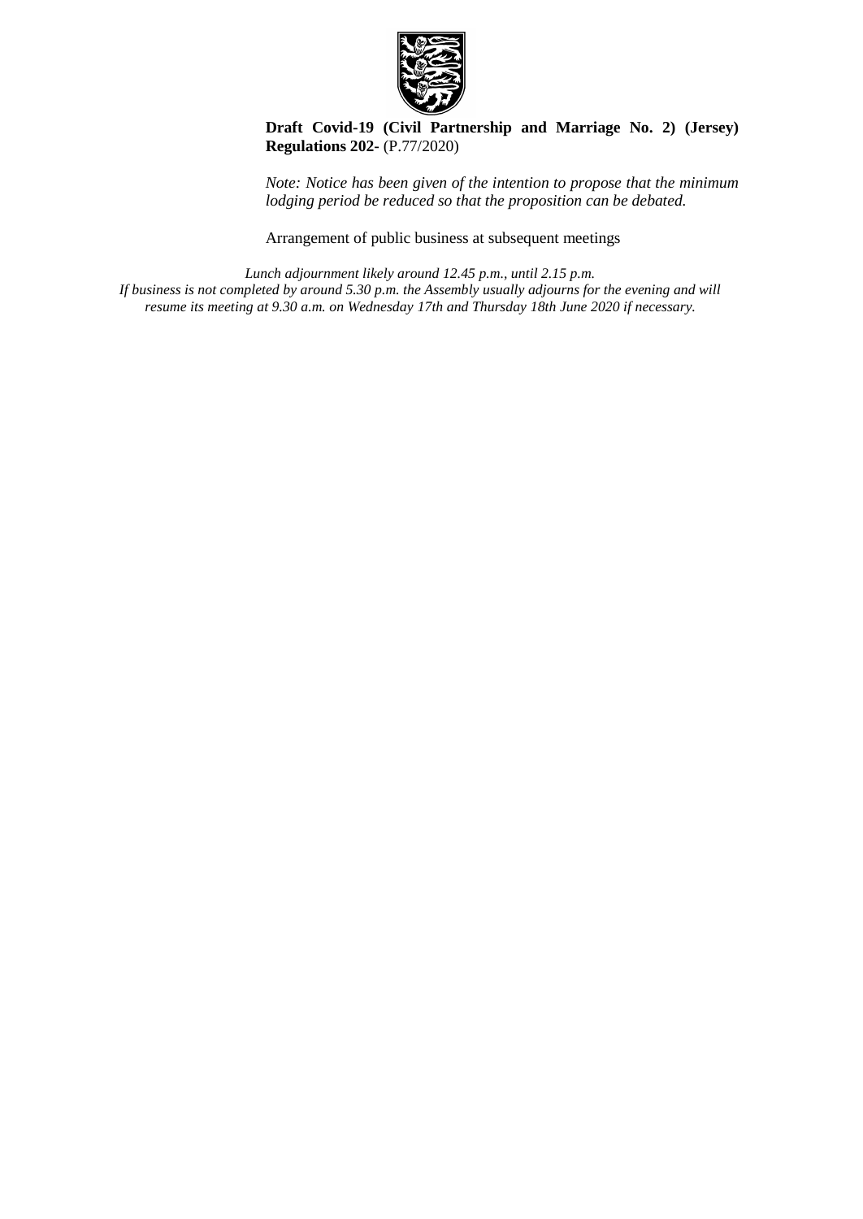**Draft Covid-19 (Civil Partnership and Marriage No. 2) (Jersey) Regulations 202-** (P.77/2020)

*Note: Notice has been given of the intention to propose that the minimum lodging period be reduced so that the proposition can be debated.*

Arrangement of public business at subsequent meetings

*Lunch adjournment likely around 12.45 p.m., until 2.15 p.m.*
*If business is not completed by around 5.30 p.m. the Assembly usually adjourns for the evening and will resume its meeting at 9.30 a.m. on Wednesday 17th and Thursday 18th June 2020 if necessary.*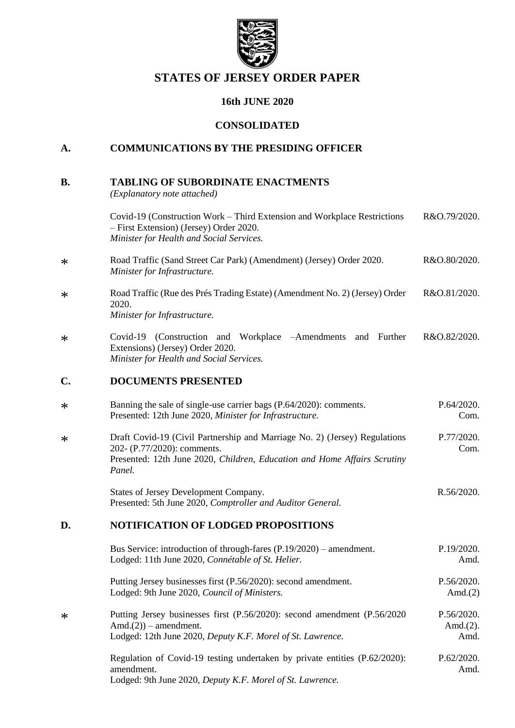# STATES OF JERSEY ORDER PAPER

## 16th JUNE 2020

## CONSOLIDATED

## A. COMMUNICATIONS BY THE PRESIDING OFFICER

## B. TABLING OF SUBORDINATE ENACTMENTS

*(Explanatory note attached)*

| | | |
|---|---|---|
| | Covid-19 (Construction Work – Third Extension and Workplace Restrictions – First Extension) (Jersey) Order 2020. *Minister for Health and Social Services.* | R&O.79/2020. |
| * | Road Traffic (Sand Street Car Park) (Amendment) (Jersey) Order 2020. *Minister for Infrastructure.* | R&O.80/2020. |
| * | Road Traffic (Rue des Prés Trading Estate) (Amendment No. 2) (Jersey) Order 2020. *Minister for Infrastructure.* | R&O.81/2020. |
| * | Covid-19 (Construction and Workplace –Amendments and Further Extensions) (Jersey) Order 2020. *Minister for Health and Social Services.* | R&O.82/2020. |

## C. DOCUMENTS PRESENTED

| | | |
|---|---|---|
| * | Banning the sale of single-use carrier bags (P.64/2020): comments. Presented: 12th June 2020, *Minister for Infrastructure.* | P.64/2020. Com. |
| * | Draft Covid-19 (Civil Partnership and Marriage No. 2) (Jersey) Regulations 202- (P.77/2020): comments. Presented: 12th June 2020, *Children, Education and Home Affairs Scrutiny Panel.* | P.77/2020. Com. |
| | States of Jersey Development Company. Presented: 5th June 2020, *Comptroller and Auditor General.* | R.56/2020. |

## D. NOTIFICATION OF LODGED PROPOSITIONS

| | | |
|---|---|---|
| | Bus Service: introduction of through-fares (P.19/2020) – amendment. Lodged: 11th June 2020, *Connétable of St. Helier.* | P.19/2020. Amd. |
| | Putting Jersey businesses first (P.56/2020): second amendment. Lodged: 9th June 2020, *Council of Ministers.* | P.56/2020. Amd.(2) |
| * | Putting Jersey businesses first (P.56/2020): second amendment (P.56/2020 Amd.(2)) – amendment. Lodged: 12th June 2020, *Deputy K.F. Morel of St. Lawrence.* | P.56/2020. Amd.(2). Amd. |
| | Regulation of Covid-19 testing undertaken by private entities (P.62/2020): amendment. Lodged: 9th June 2020, *Deputy K.F. Morel of St. Lawrence.* | P.62/2020. Amd. |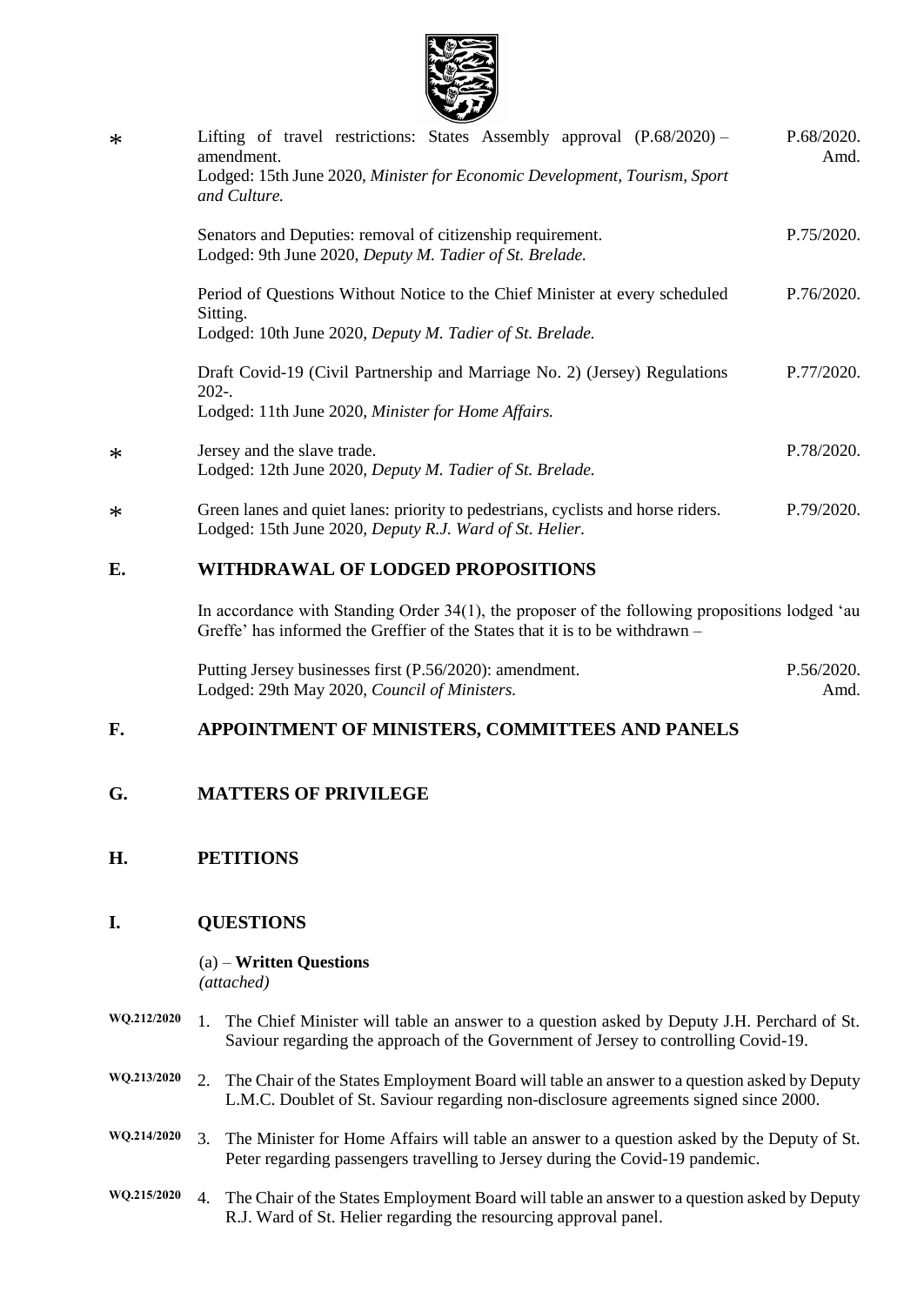| | | |
|---|---|---|
| * | Lifting of travel restrictions: States Assembly approval (P.68/2020) – amendment.<br>Lodged: 15th June 2020, *Minister for Economic Development, Tourism, Sport and Culture.* | P.68/2020. Amd. |
| | Senators and Deputies: removal of citizenship requirement.<br>Lodged: 9th June 2020, *Deputy M. Tadier of St. Brelade.* | P.75/2020. |
| | Period of Questions Without Notice to the Chief Minister at every scheduled Sitting.<br>Lodged: 10th June 2020, *Deputy M. Tadier of St. Brelade.* | P.76/2020. |
| | Draft Covid-19 (Civil Partnership and Marriage No. 2) (Jersey) Regulations 202-.<br>Lodged: 11th June 2020, *Minister for Home Affairs.* | P.77/2020. |
| * | Jersey and the slave trade.<br>Lodged: 12th June 2020, *Deputy M. Tadier of St. Brelade.* | P.78/2020. |
| * | Green lanes and quiet lanes: priority to pedestrians, cyclists and horse riders.<br>Lodged: 15th June 2020, *Deputy R.J. Ward of St. Helier.* | P.79/2020. |

## E. WITHDRAWAL OF LODGED PROPOSITIONS

In accordance with Standing Order 34(1), the proposer of the following propositions lodged 'au Greffe' has informed the Greffier of the States that it is to be withdrawn –

| | |
|---|---|
| Putting Jersey businesses first (P.56/2020): amendment.<br>Lodged: 29th May 2020, *Council of Ministers.* | P.56/2020. Amd. |

## F. APPOINTMENT OF MINISTERS, COMMITTEES AND PANELS

## G. MATTERS OF PRIVILEGE

## H. PETITIONS

## I. QUESTIONS

(a) – **Written Questions**
*(attached)*

**WQ.212/2020** 1. The Chief Minister will table an answer to a question asked by Deputy J.H. Perchard of St. Saviour regarding the approach of the Government of Jersey to controlling Covid-19.

**WQ.213/2020** 2. The Chair of the States Employment Board will table an answer to a question asked by Deputy L.M.C. Doublet of St. Saviour regarding non-disclosure agreements signed since 2000.

**WQ.214/2020** 3. The Minister for Home Affairs will table an answer to a question asked by the Deputy of St. Peter regarding passengers travelling to Jersey during the Covid-19 pandemic.

**WQ.215/2020** 4. The Chair of the States Employment Board will table an answer to a question asked by Deputy R.J. Ward of St. Helier regarding the resourcing approval panel.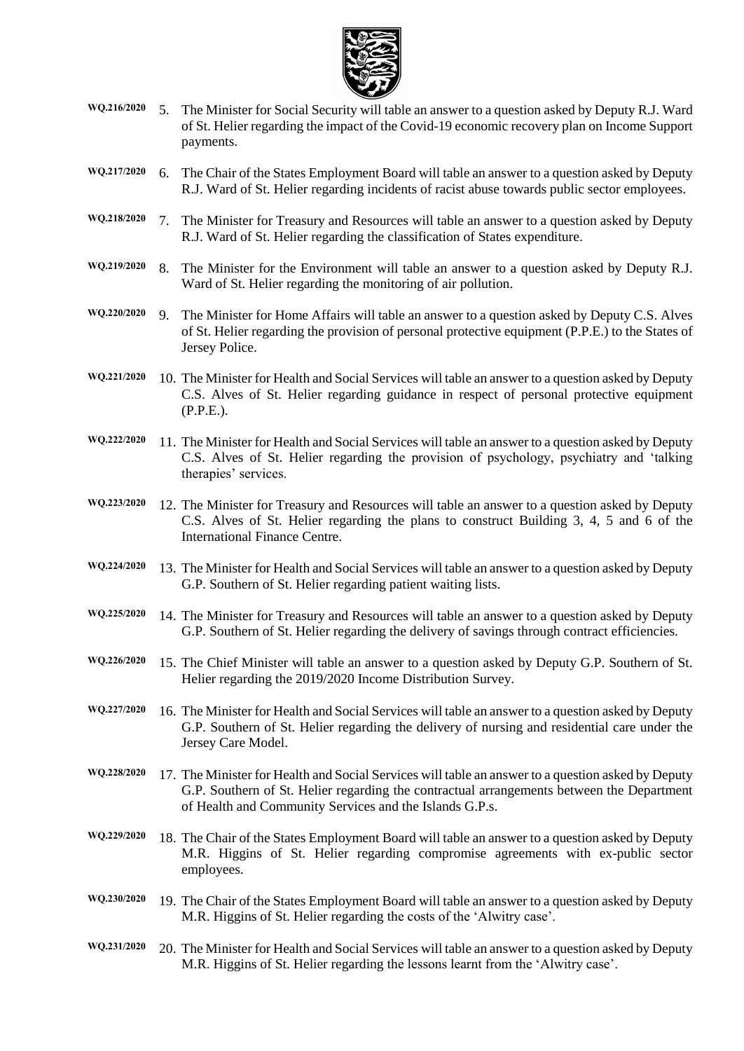WQ.216/2020 5. The Minister for Social Security will table an answer to a question asked by Deputy R.J. Ward of St. Helier regarding the impact of the Covid-19 economic recovery plan on Income Support payments.

WQ.217/2020 6. The Chair of the States Employment Board will table an answer to a question asked by Deputy R.J. Ward of St. Helier regarding incidents of racist abuse towards public sector employees.

WQ.218/2020 7. The Minister for Treasury and Resources will table an answer to a question asked by Deputy R.J. Ward of St. Helier regarding the classification of States expenditure.

WQ.219/2020 8. The Minister for the Environment will table an answer to a question asked by Deputy R.J. Ward of St. Helier regarding the monitoring of air pollution.

WQ.220/2020 9. The Minister for Home Affairs will table an answer to a question asked by Deputy C.S. Alves of St. Helier regarding the provision of personal protective equipment (P.P.E.) to the States of Jersey Police.

WQ.221/2020 10. The Minister for Health and Social Services will table an answer to a question asked by Deputy C.S. Alves of St. Helier regarding guidance in respect of personal protective equipment (P.P.E.).

WQ.222/2020 11. The Minister for Health and Social Services will table an answer to a question asked by Deputy C.S. Alves of St. Helier regarding the provision of psychology, psychiatry and 'talking therapies' services.

WQ.223/2020 12. The Minister for Treasury and Resources will table an answer to a question asked by Deputy C.S. Alves of St. Helier regarding the plans to construct Building 3, 4, 5 and 6 of the International Finance Centre.

WQ.224/2020 13. The Minister for Health and Social Services will table an answer to a question asked by Deputy G.P. Southern of St. Helier regarding patient waiting lists.

WQ.225/2020 14. The Minister for Treasury and Resources will table an answer to a question asked by Deputy G.P. Southern of St. Helier regarding the delivery of savings through contract efficiencies.

WQ.226/2020 15. The Chief Minister will table an answer to a question asked by Deputy G.P. Southern of St. Helier regarding the 2019/2020 Income Distribution Survey.

WQ.227/2020 16. The Minister for Health and Social Services will table an answer to a question asked by Deputy G.P. Southern of St. Helier regarding the delivery of nursing and residential care under the Jersey Care Model.

WQ.228/2020 17. The Minister for Health and Social Services will table an answer to a question asked by Deputy G.P. Southern of St. Helier regarding the contractual arrangements between the Department of Health and Community Services and the Islands G.P.s.

WQ.229/2020 18. The Chair of the States Employment Board will table an answer to a question asked by Deputy M.R. Higgins of St. Helier regarding compromise agreements with ex-public sector employees.

WQ.230/2020 19. The Chair of the States Employment Board will table an answer to a question asked by Deputy M.R. Higgins of St. Helier regarding the costs of the 'Alwitry case'.

WQ.231/2020 20. The Minister for Health and Social Services will table an answer to a question asked by Deputy M.R. Higgins of St. Helier regarding the lessons learnt from the 'Alwitry case'.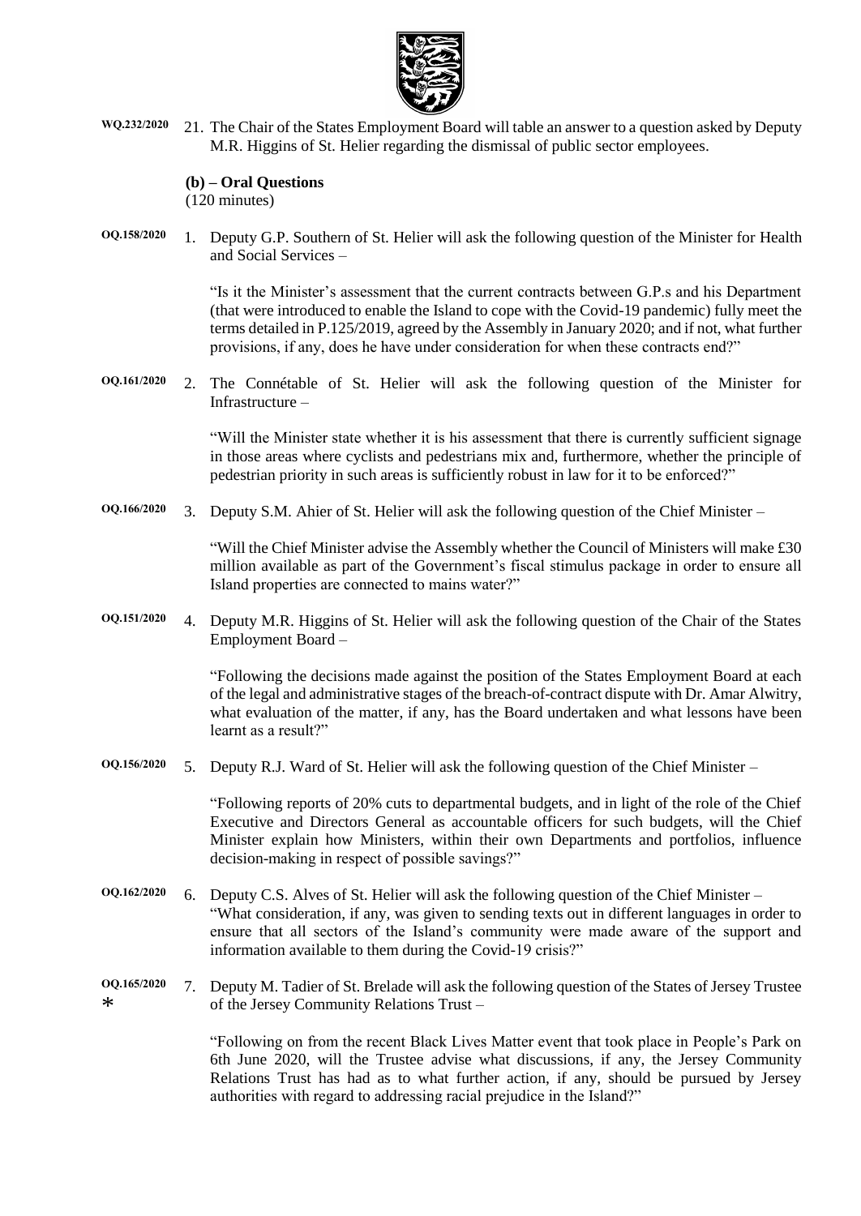WQ.232/2020 21. The Chair of the States Employment Board will table an answer to a question asked by Deputy M.R. Higgins of St. Helier regarding the dismissal of public sector employees.

**(b) – Oral Questions**
(120 minutes)

OQ.158/2020 1. Deputy G.P. Southern of St. Helier will ask the following question of the Minister for Health and Social Services –

"Is it the Minister's assessment that the current contracts between G.P.s and his Department (that were introduced to enable the Island to cope with the Covid-19 pandemic) fully meet the terms detailed in P.125/2019, agreed by the Assembly in January 2020; and if not, what further provisions, if any, does he have under consideration for when these contracts end?"

OQ.161/2020 2. The Connétable of St. Helier will ask the following question of the Minister for Infrastructure –

"Will the Minister state whether it is his assessment that there is currently sufficient signage in those areas where cyclists and pedestrians mix and, furthermore, whether the principle of pedestrian priority in such areas is sufficiently robust in law for it to be enforced?"

OQ.166/2020 3. Deputy S.M. Ahier of St. Helier will ask the following question of the Chief Minister –

"Will the Chief Minister advise the Assembly whether the Council of Ministers will make £30 million available as part of the Government's fiscal stimulus package in order to ensure all Island properties are connected to mains water?"

OQ.151/2020 4. Deputy M.R. Higgins of St. Helier will ask the following question of the Chair of the States Employment Board –

"Following the decisions made against the position of the States Employment Board at each of the legal and administrative stages of the breach-of-contract dispute with Dr. Amar Alwitry, what evaluation of the matter, if any, has the Board undertaken and what lessons have been learnt as a result?"

OQ.156/2020 5. Deputy R.J. Ward of St. Helier will ask the following question of the Chief Minister –

"Following reports of 20% cuts to departmental budgets, and in light of the role of the Chief Executive and Directors General as accountable officers for such budgets, will the Chief Minister explain how Ministers, within their own Departments and portfolios, influence decision-making in respect of possible savings?"

OQ.162/2020 6. Deputy C.S. Alves of St. Helier will ask the following question of the Chief Minister –
"What consideration, if any, was given to sending texts out in different languages in order to ensure that all sectors of the Island's community were made aware of the support and information available to them during the Covid-19 crisis?"

OQ.165/2020
* 7. Deputy M. Tadier of St. Brelade will ask the following question of the States of Jersey Trustee of the Jersey Community Relations Trust –

"Following on from the recent Black Lives Matter event that took place in People's Park on 6th June 2020, will the Trustee advise what discussions, if any, the Jersey Community Relations Trust has had as to what further action, if any, should be pursued by Jersey authorities with regard to addressing racial prejudice in the Island?"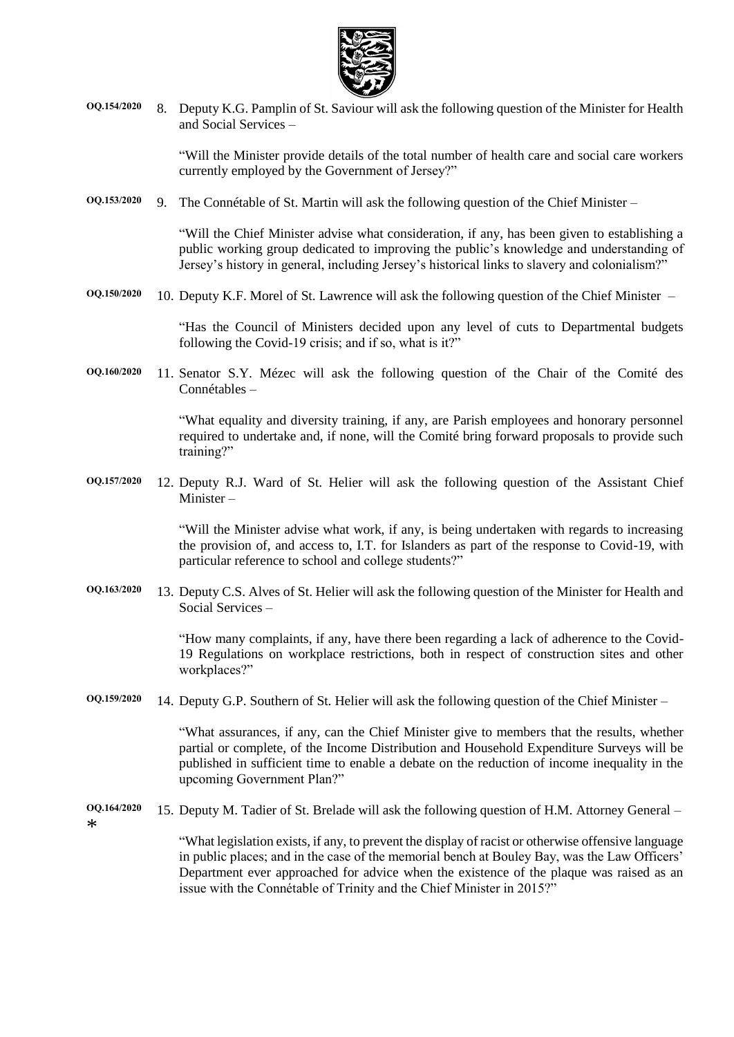OQ.154/2020 8. Deputy K.G. Pamplin of St. Saviour will ask the following question of the Minister for Health and Social Services –

"Will the Minister provide details of the total number of health care and social care workers currently employed by the Government of Jersey?"

OQ.153/2020 9. The Connétable of St. Martin will ask the following question of the Chief Minister –

"Will the Chief Minister advise what consideration, if any, has been given to establishing a public working group dedicated to improving the public's knowledge and understanding of Jersey's history in general, including Jersey's historical links to slavery and colonialism?"

OQ.150/2020 10. Deputy K.F. Morel of St. Lawrence will ask the following question of the Chief Minister –

"Has the Council of Ministers decided upon any level of cuts to Departmental budgets following the Covid-19 crisis; and if so, what is it?"

OQ.160/2020 11. Senator S.Y. Mézec will ask the following question of the Chair of the Comité des Connétables –

"What equality and diversity training, if any, are Parish employees and honorary personnel required to undertake and, if none, will the Comité bring forward proposals to provide such training?"

OQ.157/2020 12. Deputy R.J. Ward of St. Helier will ask the following question of the Assistant Chief Minister –

"Will the Minister advise what work, if any, is being undertaken with regards to increasing the provision of, and access to, I.T. for Islanders as part of the response to Covid-19, with particular reference to school and college students?"

OQ.163/2020 13. Deputy C.S. Alves of St. Helier will ask the following question of the Minister for Health and Social Services –

"How many complaints, if any, have there been regarding a lack of adherence to the Covid-19 Regulations on workplace restrictions, both in respect of construction sites and other workplaces?"

OQ.159/2020 14. Deputy G.P. Southern of St. Helier will ask the following question of the Chief Minister –

"What assurances, if any, can the Chief Minister give to members that the results, whether partial or complete, of the Income Distribution and Household Expenditure Surveys will be published in sufficient time to enable a debate on the reduction of income inequality in the upcoming Government Plan?"

OQ.164/2020 * 15. Deputy M. Tadier of St. Brelade will ask the following question of H.M. Attorney General –

"What legislation exists, if any, to prevent the display of racist or otherwise offensive language in public places; and in the case of the memorial bench at Bouley Bay, was the Law Officers' Department ever approached for advice when the existence of the plaque was raised as an issue with the Connétable of Trinity and the Chief Minister in 2015?"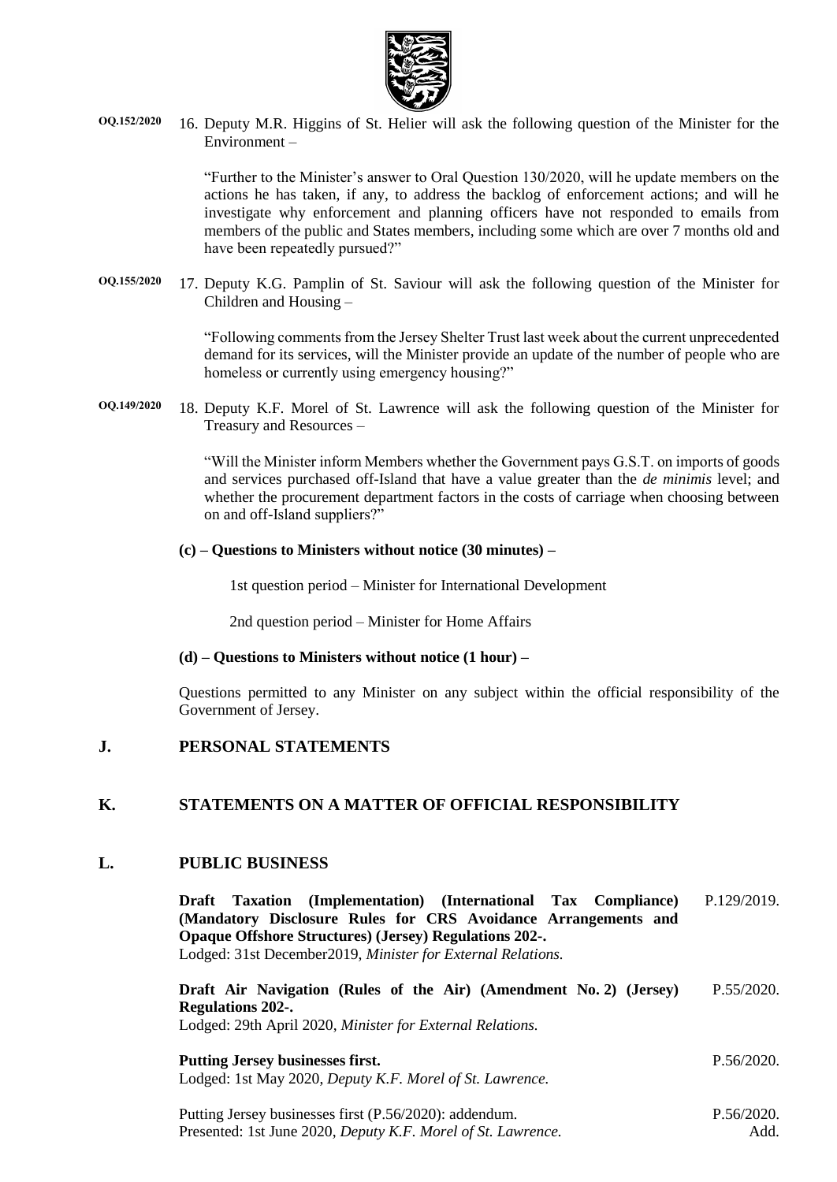OQ.152/2020 16. Deputy M.R. Higgins of St. Helier will ask the following question of the Minister for the Environment –

"Further to the Minister's answer to Oral Question 130/2020, will he update members on the actions he has taken, if any, to address the backlog of enforcement actions; and will he investigate why enforcement and planning officers have not responded to emails from members of the public and States members, including some which are over 7 months old and have been repeatedly pursued?"

OQ.155/2020 17. Deputy K.G. Pamplin of St. Saviour will ask the following question of the Minister for Children and Housing –

"Following comments from the Jersey Shelter Trust last week about the current unprecedented demand for its services, will the Minister provide an update of the number of people who are homeless or currently using emergency housing?"

OQ.149/2020 18. Deputy K.F. Morel of St. Lawrence will ask the following question of the Minister for Treasury and Resources –

"Will the Minister inform Members whether the Government pays G.S.T. on imports of goods and services purchased off-Island that have a value greater than the *de minimis* level; and whether the procurement department factors in the costs of carriage when choosing between on and off-Island suppliers?"

**(c) – Questions to Ministers without notice (30 minutes) –**

1st question period – Minister for International Development

2nd question period – Minister for Home Affairs

**(d) – Questions to Ministers without notice (1 hour) –**

Questions permitted to any Minister on any subject within the official responsibility of the Government of Jersey.

## J. PERSONAL STATEMENTS

## K. STATEMENTS ON A MATTER OF OFFICIAL RESPONSIBILITY

## L. PUBLIC BUSINESS

**Draft Taxation (Implementation) (International Tax Compliance) (Mandatory Disclosure Rules for CRS Avoidance Arrangements and Opaque Offshore Structures) (Jersey) Regulations 202-.** P.129/2019.
Lodged: 31st December2019, *Minister for External Relations.*

**Draft Air Navigation (Rules of the Air) (Amendment No. 2) (Jersey) Regulations 202-.** P.55/2020.
Lodged: 29th April 2020, *Minister for External Relations.*

**Putting Jersey businesses first.** P.56/2020.
Lodged: 1st May 2020, *Deputy K.F. Morel of St. Lawrence.*

Putting Jersey businesses first (P.56/2020): addendum. P.56/2020. Add.
Presented: 1st June 2020, *Deputy K.F. Morel of St. Lawrence.*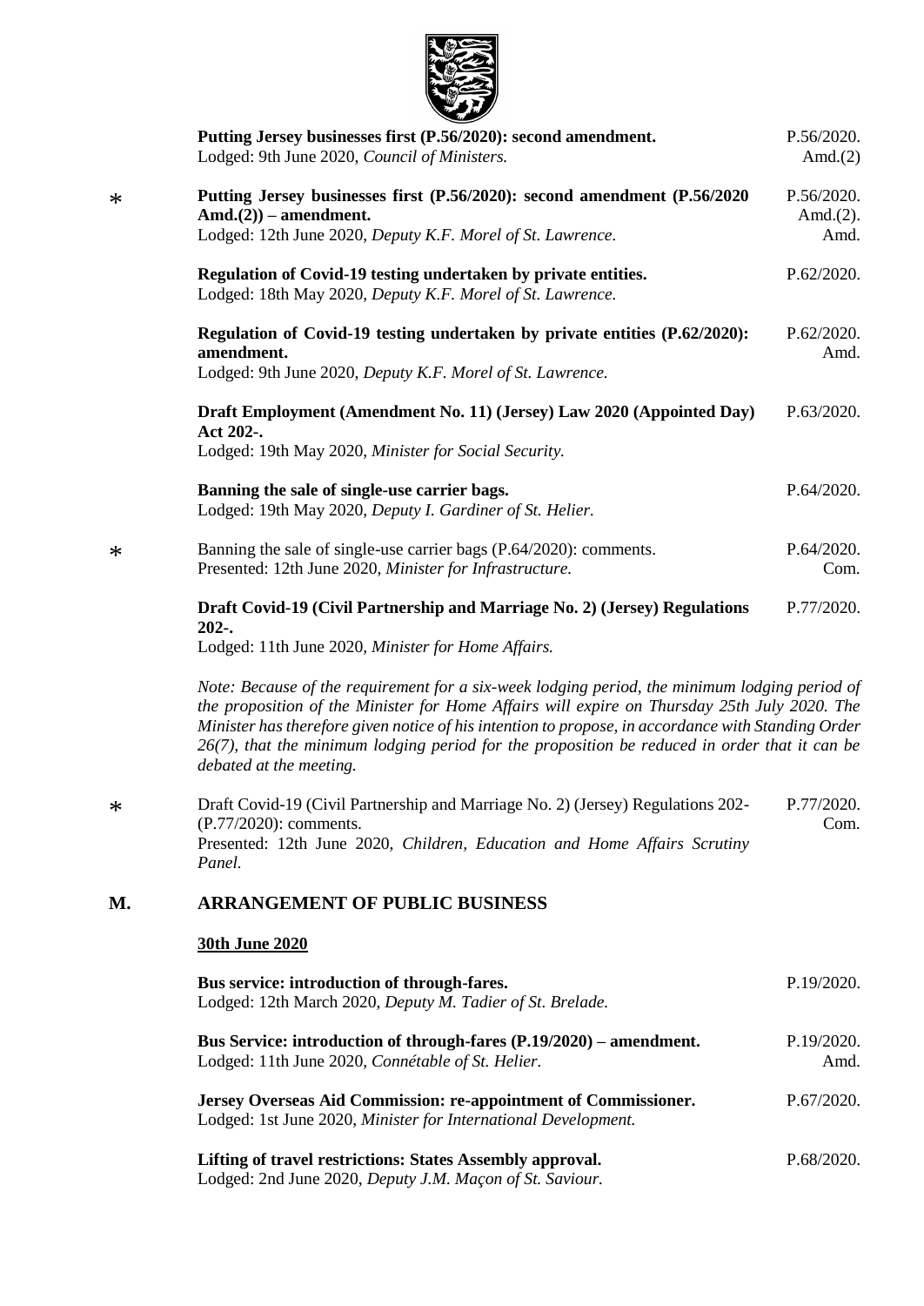**Putting Jersey businesses first (P.56/2020): second amendment.** P.56/2020. Amd.(2)
Lodged: 9th June 2020, *Council of Ministers.*

\* **Putting Jersey businesses first (P.56/2020): second amendment (P.56/2020 Amd.(2)) – amendment.** P.56/2020. Amd.(2). Amd.
Lodged: 12th June 2020, *Deputy K.F. Morel of St. Lawrence.*

**Regulation of Covid-19 testing undertaken by private entities.** P.62/2020.
Lodged: 18th May 2020, *Deputy K.F. Morel of St. Lawrence.*

**Regulation of Covid-19 testing undertaken by private entities (P.62/2020): amendment.** P.62/2020. Amd.
Lodged: 9th June 2020, *Deputy K.F. Morel of St. Lawrence.*

**Draft Employment (Amendment No. 11) (Jersey) Law 2020 (Appointed Day) Act 202-.** P.63/2020.
Lodged: 19th May 2020, *Minister for Social Security.*

**Banning the sale of single-use carrier bags.** P.64/2020.
Lodged: 19th May 2020, *Deputy I. Gardiner of St. Helier.*

\* Banning the sale of single-use carrier bags (P.64/2020): comments. P.64/2020. Com.
Presented: 12th June 2020, *Minister for Infrastructure.*

**Draft Covid-19 (Civil Partnership and Marriage No. 2) (Jersey) Regulations 202-.** P.77/2020.
Lodged: 11th June 2020, *Minister for Home Affairs.*

*Note: Because of the requirement for a six-week lodging period, the minimum lodging period of the proposition of the Minister for Home Affairs will expire on Thursday 25th July 2020. The Minister has therefore given notice of his intention to propose, in accordance with Standing Order 26(7), that the minimum lodging period for the proposition be reduced in order that it can be debated at the meeting.*

\* Draft Covid-19 (Civil Partnership and Marriage No. 2) (Jersey) Regulations 202- (P.77/2020): comments. P.77/2020. Com.
Presented: 12th June 2020, *Children, Education and Home Affairs Scrutiny Panel.*

## M. ARRANGEMENT OF PUBLIC BUSINESS

### 30th June 2020

**Bus service: introduction of through-fares.** P.19/2020.
Lodged: 12th March 2020, *Deputy M. Tadier of St. Brelade.*

**Bus Service: introduction of through-fares (P.19/2020) – amendment.** P.19/2020. Amd.
Lodged: 11th June 2020, *Connétable of St. Helier.*

**Jersey Overseas Aid Commission: re-appointment of Commissioner.** P.67/2020.
Lodged: 1st June 2020, *Minister for International Development.*

**Lifting of travel restrictions: States Assembly approval.** P.68/2020.
Lodged: 2nd June 2020, *Deputy J.M. Maçon of St. Saviour.*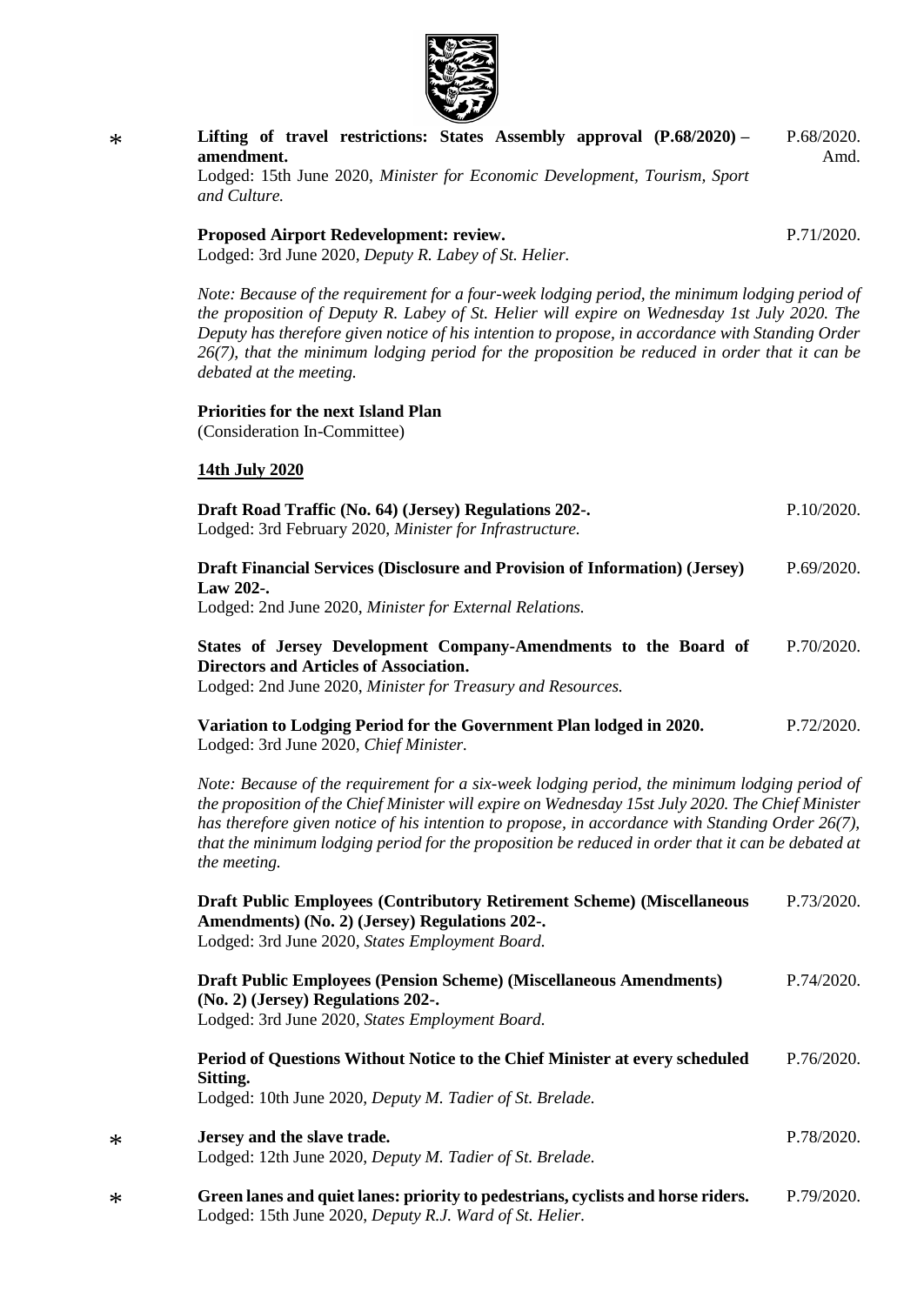\* **Lifting of travel restrictions: States Assembly approval (P.68/2020) – amendment.** P.68/2020. Amd.
Lodged: 15th June 2020, *Minister for Economic Development, Tourism, Sport and Culture.*

**Proposed Airport Redevelopment: review.** P.71/2020.
Lodged: 3rd June 2020, *Deputy R. Labey of St. Helier.*

*Note: Because of the requirement for a four-week lodging period, the minimum lodging period of the proposition of Deputy R. Labey of St. Helier will expire on Wednesday 1st July 2020. The Deputy has therefore given notice of his intention to propose, in accordance with Standing Order 26(7), that the minimum lodging period for the proposition be reduced in order that it can be debated at the meeting.*

**Priorities for the next Island Plan**
(Consideration In-Committee)

**14th July 2020**

**Draft Road Traffic (No. 64) (Jersey) Regulations 202-.** P.10/2020.
Lodged: 3rd February 2020, *Minister for Infrastructure.*

**Draft Financial Services (Disclosure and Provision of Information) (Jersey) Law 202-.** P.69/2020.
Lodged: 2nd June 2020, *Minister for External Relations.*

**States of Jersey Development Company-Amendments to the Board of Directors and Articles of Association.** P.70/2020.
Lodged: 2nd June 2020, *Minister for Treasury and Resources.*

**Variation to Lodging Period for the Government Plan lodged in 2020.** P.72/2020.
Lodged: 3rd June 2020, *Chief Minister.*

*Note: Because of the requirement for a six-week lodging period, the minimum lodging period of the proposition of the Chief Minister will expire on Wednesday 15st July 2020. The Chief Minister has therefore given notice of his intention to propose, in accordance with Standing Order 26(7), that the minimum lodging period for the proposition be reduced in order that it can be debated at the meeting.*

**Draft Public Employees (Contributory Retirement Scheme) (Miscellaneous Amendments) (No. 2) (Jersey) Regulations 202-.** P.73/2020.
Lodged: 3rd June 2020, *States Employment Board.*

**Draft Public Employees (Pension Scheme) (Miscellaneous Amendments) (No. 2) (Jersey) Regulations 202-.** P.74/2020.
Lodged: 3rd June 2020, *States Employment Board.*

**Period of Questions Without Notice to the Chief Minister at every scheduled Sitting.** P.76/2020.
Lodged: 10th June 2020, *Deputy M. Tadier of St. Brelade.*

\* **Jersey and the slave trade.** P.78/2020.
Lodged: 12th June 2020, *Deputy M. Tadier of St. Brelade.*

\* **Green lanes and quiet lanes: priority to pedestrians, cyclists and horse riders.** P.79/2020.
Lodged: 15th June 2020, *Deputy R.J. Ward of St. Helier.*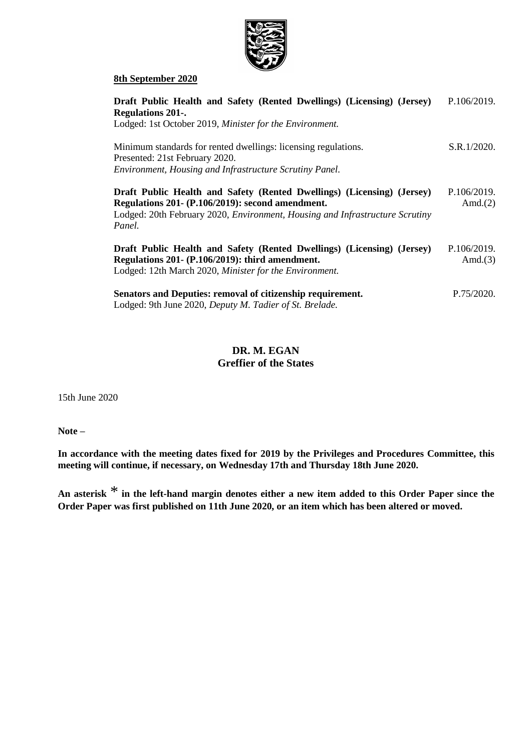**8th September 2020**

**Draft Public Health and Safety (Rented Dwellings) (Licensing) (Jersey) Regulations 201-.** P.106/2019.
Lodged: 1st October 2019, *Minister for the Environment.*

Minimum standards for rented dwellings: licensing regulations. S.R.1/2020.
Presented: 21st February 2020.
*Environment, Housing and Infrastructure Scrutiny Panel.*

**Draft Public Health and Safety (Rented Dwellings) (Licensing) (Jersey) Regulations 201- (P.106/2019): second amendment.** P.106/2019. Amd.(2)
Lodged: 20th February 2020, *Environment, Housing and Infrastructure Scrutiny Panel.*

**Draft Public Health and Safety (Rented Dwellings) (Licensing) (Jersey) Regulations 201- (P.106/2019): third amendment.** P.106/2019. Amd.(3)
Lodged: 12th March 2020, *Minister for the Environment.*

**Senators and Deputies: removal of citizenship requirement.** P.75/2020.
Lodged: 9th June 2020, *Deputy M. Tadier of St. Brelade.*

**DR. M. EGAN**
**Greffier of the States**

15th June 2020

**Note –**

**In accordance with the meeting dates fixed for 2019 by the Privileges and Procedures Committee, this meeting will continue, if necessary, on Wednesday 17th and Thursday 18th June 2020.**

**An asterisk * in the left-hand margin denotes either a new item added to this Order Paper since the Order Paper was first published on 11th June 2020, or an item which has been altered or moved.**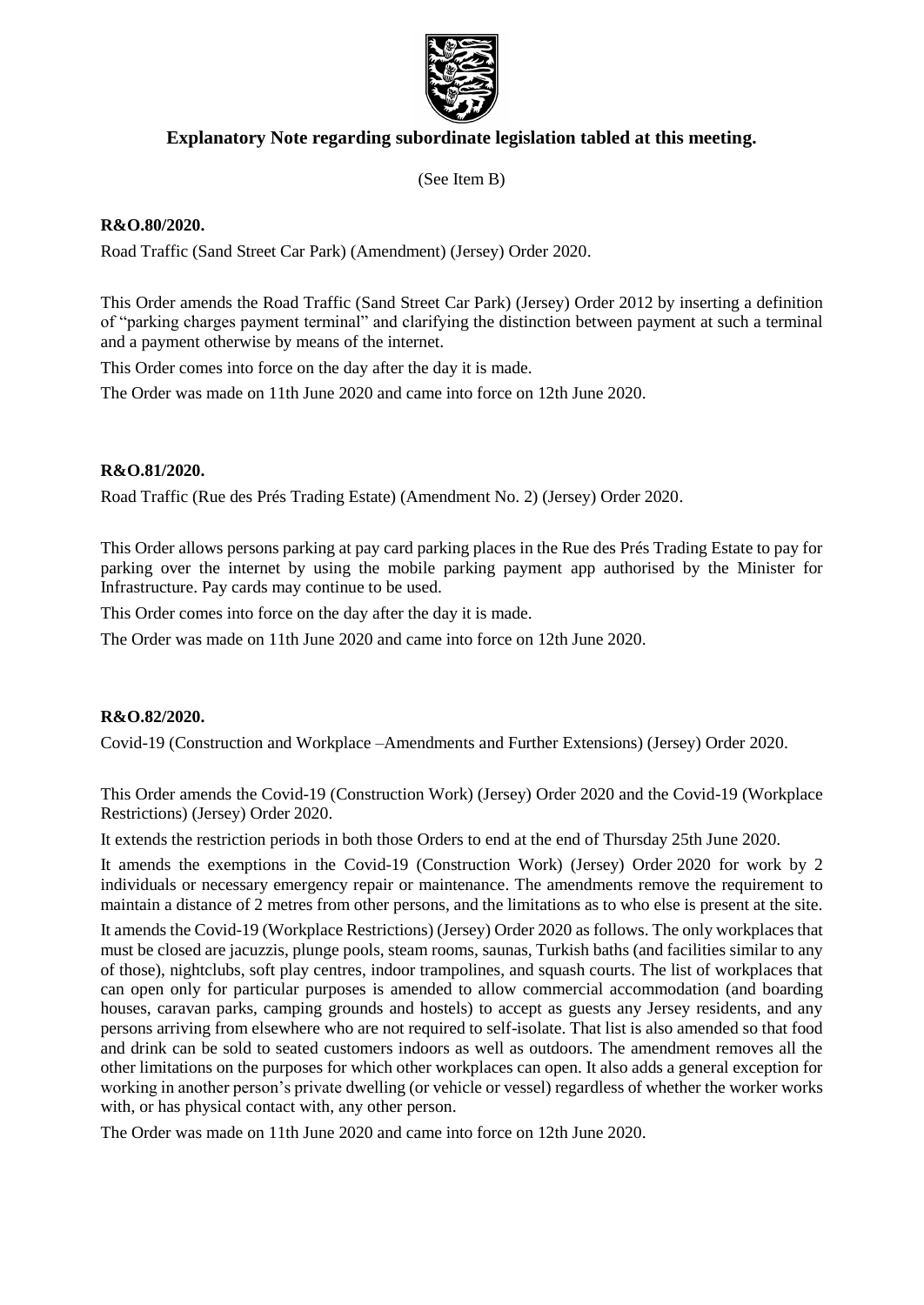## Explanatory Note regarding subordinate legislation tabled at this meeting.

(See Item B)

**R&O.80/2020.**

Road Traffic (Sand Street Car Park) (Amendment) (Jersey) Order 2020.

This Order amends the Road Traffic (Sand Street Car Park) (Jersey) Order 2012 by inserting a definition of "parking charges payment terminal" and clarifying the distinction between payment at such a terminal and a payment otherwise by means of the internet.

This Order comes into force on the day after the day it is made.

The Order was made on 11th June 2020 and came into force on 12th June 2020.

**R&O.81/2020.**

Road Traffic (Rue des Prés Trading Estate) (Amendment No. 2) (Jersey) Order 2020.

This Order allows persons parking at pay card parking places in the Rue des Prés Trading Estate to pay for parking over the internet by using the mobile parking payment app authorised by the Minister for Infrastructure. Pay cards may continue to be used.

This Order comes into force on the day after the day it is made.

The Order was made on 11th June 2020 and came into force on 12th June 2020.

**R&O.82/2020.**

Covid-19 (Construction and Workplace –Amendments and Further Extensions) (Jersey) Order 2020.

This Order amends the Covid-19 (Construction Work) (Jersey) Order 2020 and the Covid-19 (Workplace Restrictions) (Jersey) Order 2020.

It extends the restriction periods in both those Orders to end at the end of Thursday 25th June 2020.

It amends the exemptions in the Covid-19 (Construction Work) (Jersey) Order 2020 for work by 2 individuals or necessary emergency repair or maintenance. The amendments remove the requirement to maintain a distance of 2 metres from other persons, and the limitations as to who else is present at the site.

It amends the Covid-19 (Workplace Restrictions) (Jersey) Order 2020 as follows. The only workplaces that must be closed are jacuzzis, plunge pools, steam rooms, saunas, Turkish baths (and facilities similar to any of those), nightclubs, soft play centres, indoor trampolines, and squash courts. The list of workplaces that can open only for particular purposes is amended to allow commercial accommodation (and boarding houses, caravan parks, camping grounds and hostels) to accept as guests any Jersey residents, and any persons arriving from elsewhere who are not required to self-isolate. That list is also amended so that food and drink can be sold to seated customers indoors as well as outdoors. The amendment removes all the other limitations on the purposes for which other workplaces can open. It also adds a general exception for working in another person's private dwelling (or vehicle or vessel) regardless of whether the worker works with, or has physical contact with, any other person.

The Order was made on 11th June 2020 and came into force on 12th June 2020.